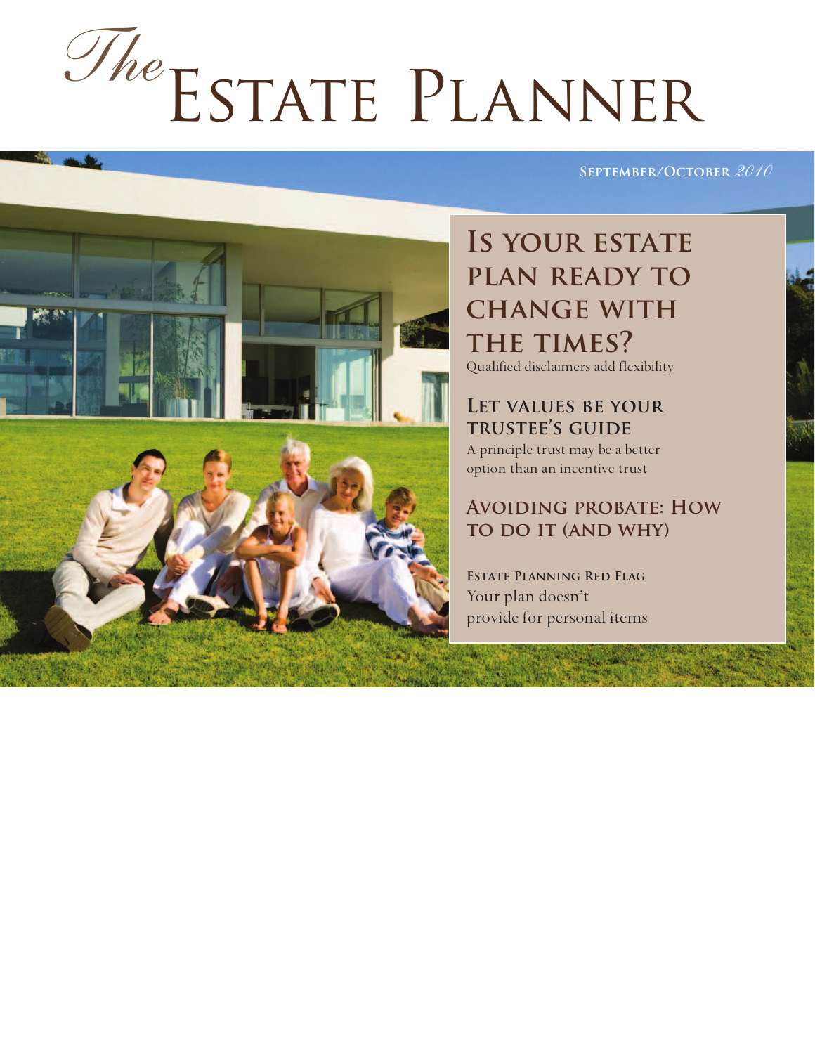# *The* Estate Planner

September/October *2010*

## Is your estate plan ready to change with the times?

Qualified disclaimers add flexibility

## Let values be your trustee's guide

A principle trust may be a better option than an incentive trust

## Avoiding probate: How to do it (and why)

**Estate Planning Red Flag**

Your plan doesn't provide for personal items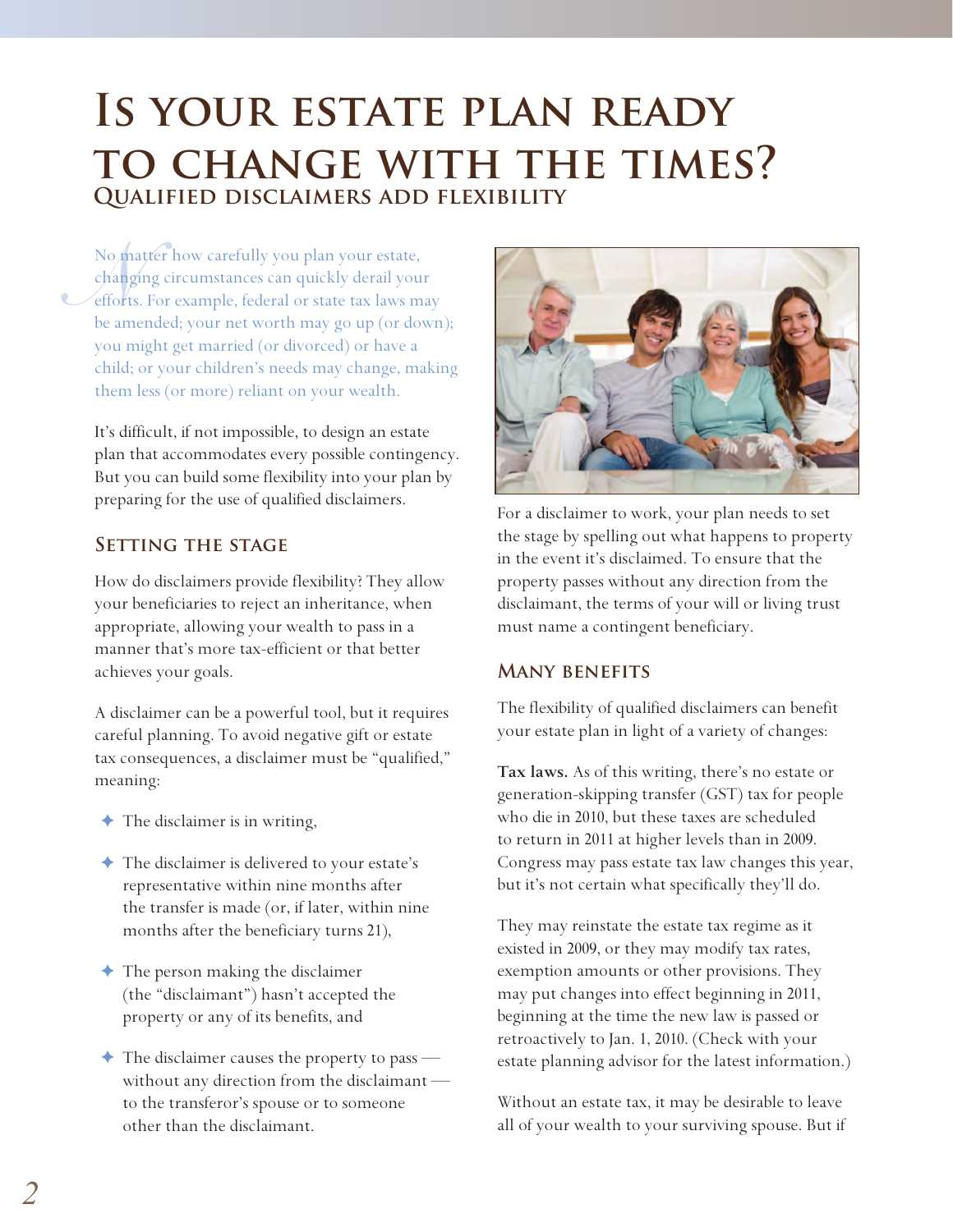# Is your estate plan ready to change with the times?

## Qualified disclaimers add flexibility

No matter how carefully you plan your estate, changing circumstances can quickly derail your efforts. For example, federal or state tax laws may be amended; your net worth may go up (or down); you might get married (or divorced) or have a child; or your children's needs may change, making them less (or more) reliant on your wealth.

It's difficult, if not impossible, to design an estate plan that accommodates every possible contingency. But you can build some flexibility into your plan by preparing for the use of qualified disclaimers.

### Setting the stage

How do disclaimers provide flexibility? They allow your beneficiaries to reject an inheritance, when appropriate, allowing your wealth to pass in a manner that's more tax-efficient or that better achieves your goals.

A disclaimer can be a powerful tool, but it requires careful planning. To avoid negative gift or estate tax consequences, a disclaimer must be "qualified," meaning:

- The disclaimer is in writing,
- The disclaimer is delivered to your estate's representative within nine months after the transfer is made (or, if later, within nine months after the beneficiary turns 21),
- The person making the disclaimer (the "disclaimant") hasn't accepted the property or any of its benefits, and
- The disclaimer causes the property to pass — without any direction from the disclaimant — to the transferor's spouse or to someone other than the disclaimant.

For a disclaimer to work, your plan needs to set the stage by spelling out what happens to property in the event it's disclaimed. To ensure that the property passes without any direction from the disclaimant, the terms of your will or living trust must name a contingent beneficiary.

### Many benefits

The flexibility of qualified disclaimers can benefit your estate plan in light of a variety of changes:

**Tax laws.** As of this writing, there's no estate or generation-skipping transfer (GST) tax for people who die in 2010, but these taxes are scheduled to return in 2011 at higher levels than in 2009. Congress may pass estate tax law changes this year, but it's not certain what specifically they'll do.

They may reinstate the estate tax regime as it existed in 2009, or they may modify tax rates, exemption amounts or other provisions. They may put changes into effect beginning in 2011, beginning at the time the new law is passed or retroactively to Jan. 1, 2010. (Check with your estate planning advisor for the latest information.)

Without an estate tax, it may be desirable to leave all of your wealth to your surviving spouse. But if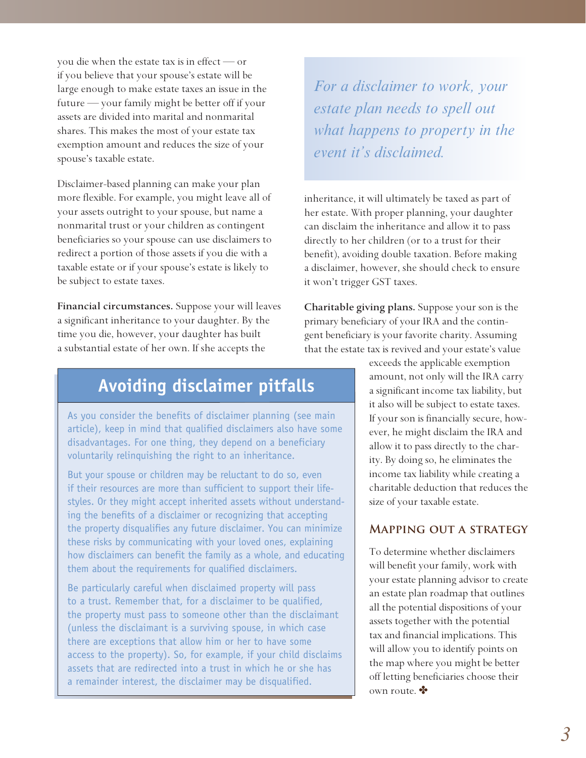you die when the estate tax is in effect — or if you believe that your spouse's estate will be large enough to make estate taxes an issue in the future — your family might be better off if your assets are divided into marital and nonmarital shares. This makes the most of your estate tax exemption amount and reduces the size of your spouse's taxable estate.

Disclaimer-based planning can make your plan more flexible. For example, you might leave all of your assets outright to your spouse, but name a nonmarital trust or your children as contingent beneficiaries so your spouse can use disclaimers to redirect a portion of those assets if you die with a taxable estate or if your spouse's estate is likely to be subject to estate taxes.

**Financial circumstances.** Suppose your will leaves a significant inheritance to your daughter. By the time you die, however, your daughter has built a substantial estate of her own. If she accepts the inheritance, it will ultimately be taxed as part of her estate. With proper planning, your daughter can disclaim the inheritance and allow it to pass directly to her children (or to a trust for their benefit), avoiding double taxation. Before making a disclaimer, however, she should check to ensure it won't trigger GST taxes.

> *For a disclaimer to work, your estate plan needs to spell out what happens to property in the event it's disclaimed.*

**Charitable giving plans.** Suppose your son is the primary beneficiary of your IRA and the contingent beneficiary is your favorite charity. Assuming that the estate tax is revived and your estate's value exceeds the applicable exemption amount, not only will the IRA carry a significant income tax liability, but it also will be subject to estate taxes. If your son is financially secure, however, he might disclaim the IRA and allow it to pass directly to the charity. By doing so, he eliminates the income tax liability while creating a charitable deduction that reduces the size of your taxable estate.

### Mapping out a strategy

To determine whether disclaimers will benefit your family, work with your estate planning advisor to create an estate plan roadmap that outlines all the potential dispositions of your assets together with the potential tax and financial implications. This will allow you to identify points on the map where you might be better off letting beneficiaries choose their own route. ✤

## Avoiding disclaimer pitfalls

As you consider the benefits of disclaimer planning (see main article), keep in mind that qualified disclaimers also have some disadvantages. For one thing, they depend on a beneficiary voluntarily relinquishing the right to an inheritance.

But your spouse or children may be reluctant to do so, even if their resources are more than sufficient to support their lifestyles. Or they might accept inherited assets without understanding the benefits of a disclaimer or recognizing that accepting the property disqualifies any future disclaimer. You can minimize these risks by communicating with your loved ones, explaining how disclaimers can benefit the family as a whole, and educating them about the requirements for qualified disclaimers.

Be particularly careful when disclaimed property will pass to a trust. Remember that, for a disclaimer to be qualified, the property must pass to someone other than the disclaimant (unless the disclaimant is a surviving spouse, in which case there are exceptions that allow him or her to have some access to the property). So, for example, if your child disclaims assets that are redirected into a trust in which he or she has a remainder interest, the disclaimer may be disqualified.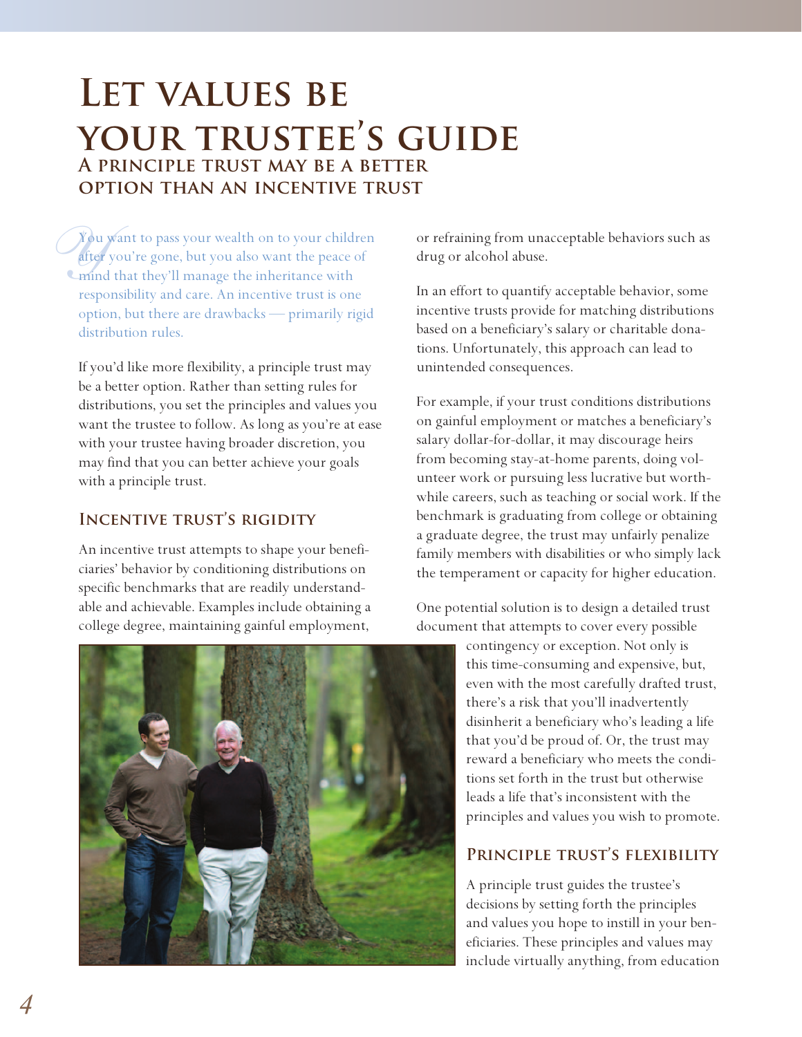# Let values be your trustee's guide

## A principle trust may be a better option than an incentive trust

You want to pass your wealth on to your children after you're gone, but you also want the peace of mind that they'll manage the inheritance with responsibility and care. An incentive trust is one option, but there are drawbacks — primarily rigid distribution rules.

If you'd like more flexibility, a principle trust may be a better option. Rather than setting rules for distributions, you set the principles and values you want the trustee to follow. As long as you're at ease with your trustee having broader discretion, you may find that you can better achieve your goals with a principle trust.

### Incentive trust's rigidity

An incentive trust attempts to shape your beneficiaries' behavior by conditioning distributions on specific benchmarks that are readily understandable and achievable. Examples include obtaining a college degree, maintaining gainful employment, or refraining from unacceptable behaviors such as drug or alcohol abuse.

In an effort to quantify acceptable behavior, some incentive trusts provide for matching distributions based on a beneficiary's salary or charitable donations. Unfortunately, this approach can lead to unintended consequences.

For example, if your trust conditions distributions on gainful employment or matches a beneficiary's salary dollar-for-dollar, it may discourage heirs from becoming stay-at-home parents, doing volunteer work or pursuing less lucrative but worthwhile careers, such as teaching or social work. If the benchmark is graduating from college or obtaining a graduate degree, the trust may unfairly penalize family members with disabilities or who simply lack the temperament or capacity for higher education.

One potential solution is to design a detailed trust document that attempts to cover every possible contingency or exception. Not only is this time-consuming and expensive, but, even with the most carefully drafted trust, there's a risk that you'll inadvertently disinherit a beneficiary who's leading a life that you'd be proud of. Or, the trust may reward a beneficiary who meets the conditions set forth in the trust but otherwise leads a life that's inconsistent with the principles and values you wish to promote.

### Principle trust's flexibility

A principle trust guides the trustee's decisions by setting forth the principles and values you hope to instill in your beneficiaries. These principles and values may include virtually anything, from education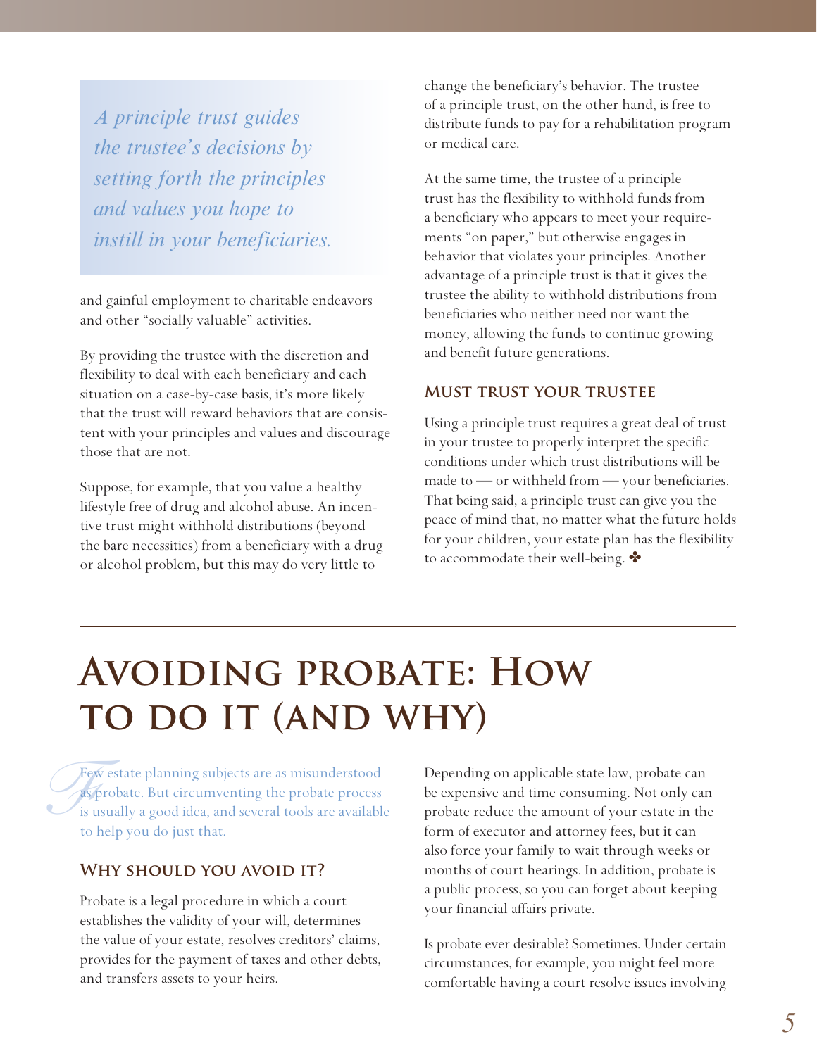> *A principle trust guides the trustee's decisions by setting forth the principles and values you hope to instill in your beneficiaries.*

and gainful employment to charitable endeavors and other "socially valuable" activities.

By providing the trustee with the discretion and flexibility to deal with each beneficiary and each situation on a case-by-case basis, it's more likely that the trust will reward behaviors that are consistent with your principles and values and discourage those that are not.

Suppose, for example, that you value a healthy lifestyle free of drug and alcohol abuse. An incentive trust might withhold distributions (beyond the bare necessities) from a beneficiary with a drug or alcohol problem, but this may do very little to change the beneficiary's behavior. The trustee of a principle trust, on the other hand, is free to distribute funds to pay for a rehabilitation program or medical care.

At the same time, the trustee of a principle trust has the flexibility to withhold funds from a beneficiary who appears to meet your requirements "on paper," but otherwise engages in behavior that violates your principles. Another advantage of a principle trust is that it gives the trustee the ability to withhold distributions from beneficiaries who neither need nor want the money, allowing the funds to continue growing and benefit future generations.

### Must trust your trustee

Using a principle trust requires a great deal of trust in your trustee to properly interpret the specific conditions under which trust distributions will be made to — or withheld from — your beneficiaries. That being said, a principle trust can give you the peace of mind that, no matter what the future holds for your children, your estate plan has the flexibility to accommodate their well-being. ✤

# Avoiding probate: How to do it (and why)

Few estate planning subjects are as misunderstood as probate. But circumventing the probate process is usually a good idea, and several tools are available to help you do just that.

### Why should you avoid it?

Probate is a legal procedure in which a court establishes the validity of your will, determines the value of your estate, resolves creditors' claims, provides for the payment of taxes and other debts, and transfers assets to your heirs.

Depending on applicable state law, probate can be expensive and time consuming. Not only can probate reduce the amount of your estate in the form of executor and attorney fees, but it can also force your family to wait through weeks or months of court hearings. In addition, probate is a public process, so you can forget about keeping your financial affairs private.

Is probate ever desirable? Sometimes. Under certain circumstances, for example, you might feel more comfortable having a court resolve issues involving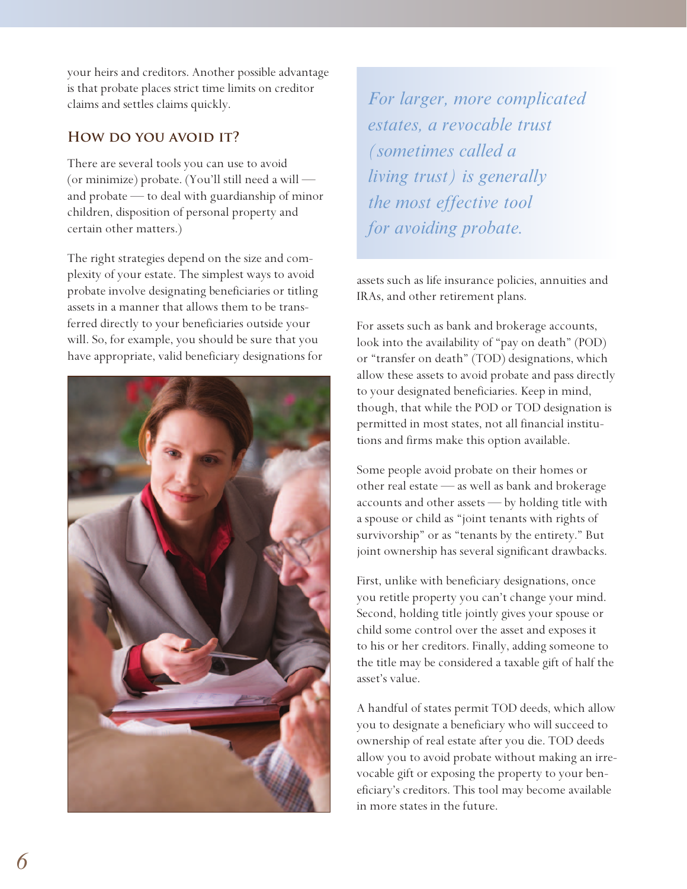your heirs and creditors. Another possible advantage is that probate places strict time limits on creditor claims and settles claims quickly.

## How do you avoid it?

There are several tools you can use to avoid (or minimize) probate. (You'll still need a will — and probate — to deal with guardianship of minor children, disposition of personal property and certain other matters.)

The right strategies depend on the size and complexity of your estate. The simplest ways to avoid probate involve designating beneficiaries or titling assets in a manner that allows them to be transferred directly to your beneficiaries outside your will. So, for example, you should be sure that you have appropriate, valid beneficiary designations for assets such as life insurance policies, annuities and IRAs, and other retirement plans.

*For larger, more complicated estates, a revocable trust (sometimes called a living trust) is generally the most effective tool for avoiding probate.*

For assets such as bank and brokerage accounts, look into the availability of "pay on death" (POD) or "transfer on death" (TOD) designations, which allow these assets to avoid probate and pass directly to your designated beneficiaries. Keep in mind, though, that while the POD or TOD designation is permitted in most states, not all financial institutions and firms make this option available.

Some people avoid probate on their homes or other real estate — as well as bank and brokerage accounts and other assets — by holding title with a spouse or child as "joint tenants with rights of survivorship" or as "tenants by the entirety." But joint ownership has several significant drawbacks.

First, unlike with beneficiary designations, once you retitle property you can't change your mind. Second, holding title jointly gives your spouse or child some control over the asset and exposes it to his or her creditors. Finally, adding someone to the title may be considered a taxable gift of half the asset's value.

A handful of states permit TOD deeds, which allow you to designate a beneficiary who will succeed to ownership of real estate after you die. TOD deeds allow you to avoid probate without making an irrevocable gift or exposing the property to your beneficiary's creditors. This tool may become available in more states in the future.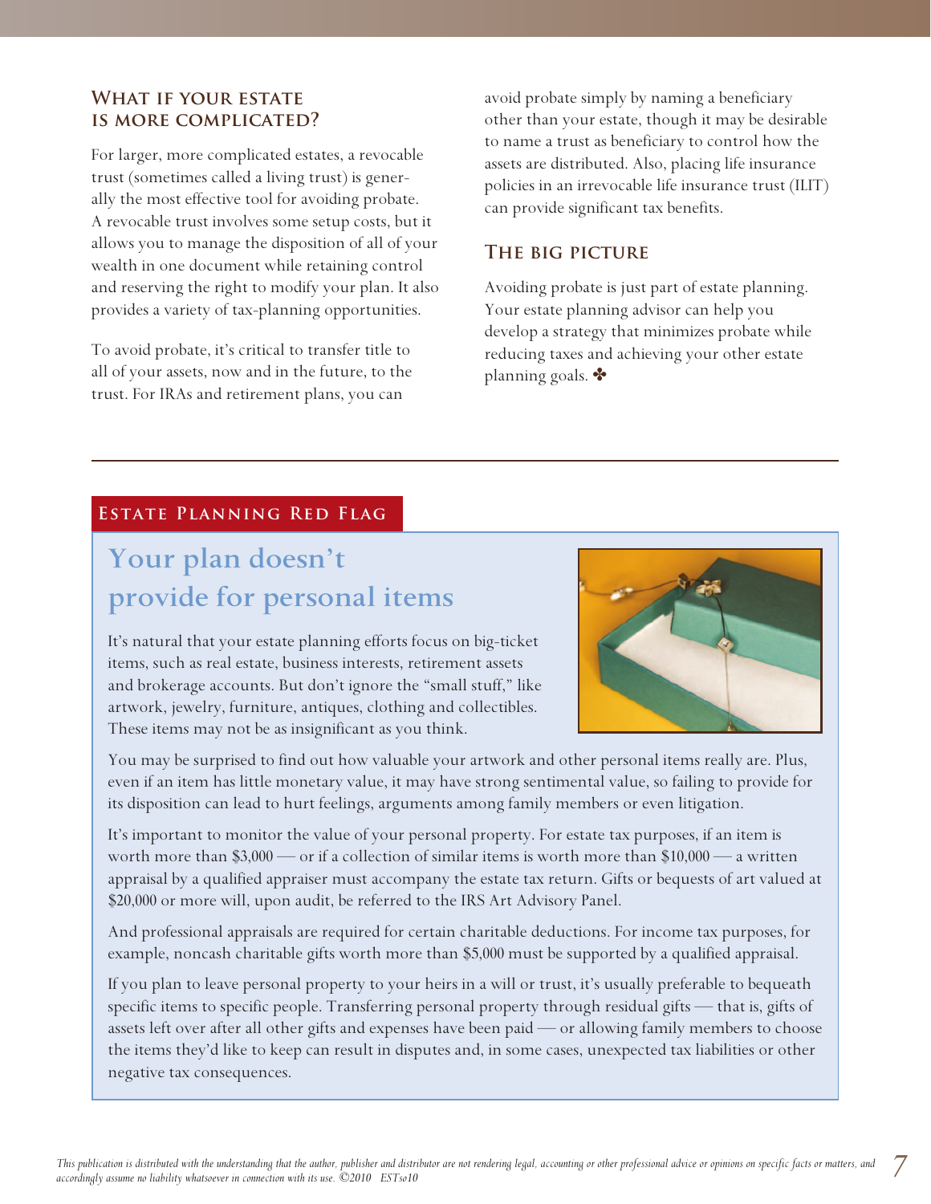## What if your estate is more complicated?

For larger, more complicated estates, a revocable trust (sometimes called a living trust) is generally the most effective tool for avoiding probate. A revocable trust involves some setup costs, but it allows you to manage the disposition of all of your wealth in one document while retaining control and reserving the right to modify your plan. It also provides a variety of tax-planning opportunities.

To avoid probate, it's critical to transfer title to all of your assets, now and in the future, to the trust. For IRAs and retirement plans, you can avoid probate simply by naming a beneficiary other than your estate, though it may be desirable to name a trust as beneficiary to control how the assets are distributed. Also, placing life insurance policies in an irrevocable life insurance trust (ILIT) can provide significant tax benefits.

## The big picture

Avoiding probate is just part of estate planning. Your estate planning advisor can help you develop a strategy that minimizes probate while reducing taxes and achieving your other estate planning goals. ✤

---

**Estate Planning Red Flag**

## Your plan doesn't provide for personal items

It's natural that your estate planning efforts focus on big-ticket items, such as real estate, business interests, retirement assets and brokerage accounts. But don't ignore the "small stuff," like artwork, jewelry, furniture, antiques, clothing and collectibles. These items may not be as insignificant as you think.

You may be surprised to find out how valuable your artwork and other personal items really are. Plus, even if an item has little monetary value, it may have strong sentimental value, so failing to provide for its disposition can lead to hurt feelings, arguments among family members or even litigation.

It's important to monitor the value of your personal property. For estate tax purposes, if an item is worth more than $3,000 — or if a collection of similar items is worth more than $10,000 — a written appraisal by a qualified appraiser must accompany the estate tax return. Gifts or bequests of art valued at $20,000 or more will, upon audit, be referred to the IRS Art Advisory Panel.

And professional appraisals are required for certain charitable deductions. For income tax purposes, for example, noncash charitable gifts worth more than $5,000 must be supported by a qualified appraisal.

If you plan to leave personal property to your heirs in a will or trust, it's usually preferable to bequeath specific items to specific people. Transferring personal property through residual gifts — that is, gifts of assets left over after all other gifts and expenses have been paid — or allowing family members to choose the items they'd like to keep can result in disputes and, in some cases, unexpected tax liabilities or other negative tax consequences.

*This publication is distributed with the understanding that the author, publisher and distributor are not rendering legal, accounting or other professional advice or opinions on specific facts or matters, and accordingly assume no liability whatsoever in connection with its use. ©2010 ESTso10*